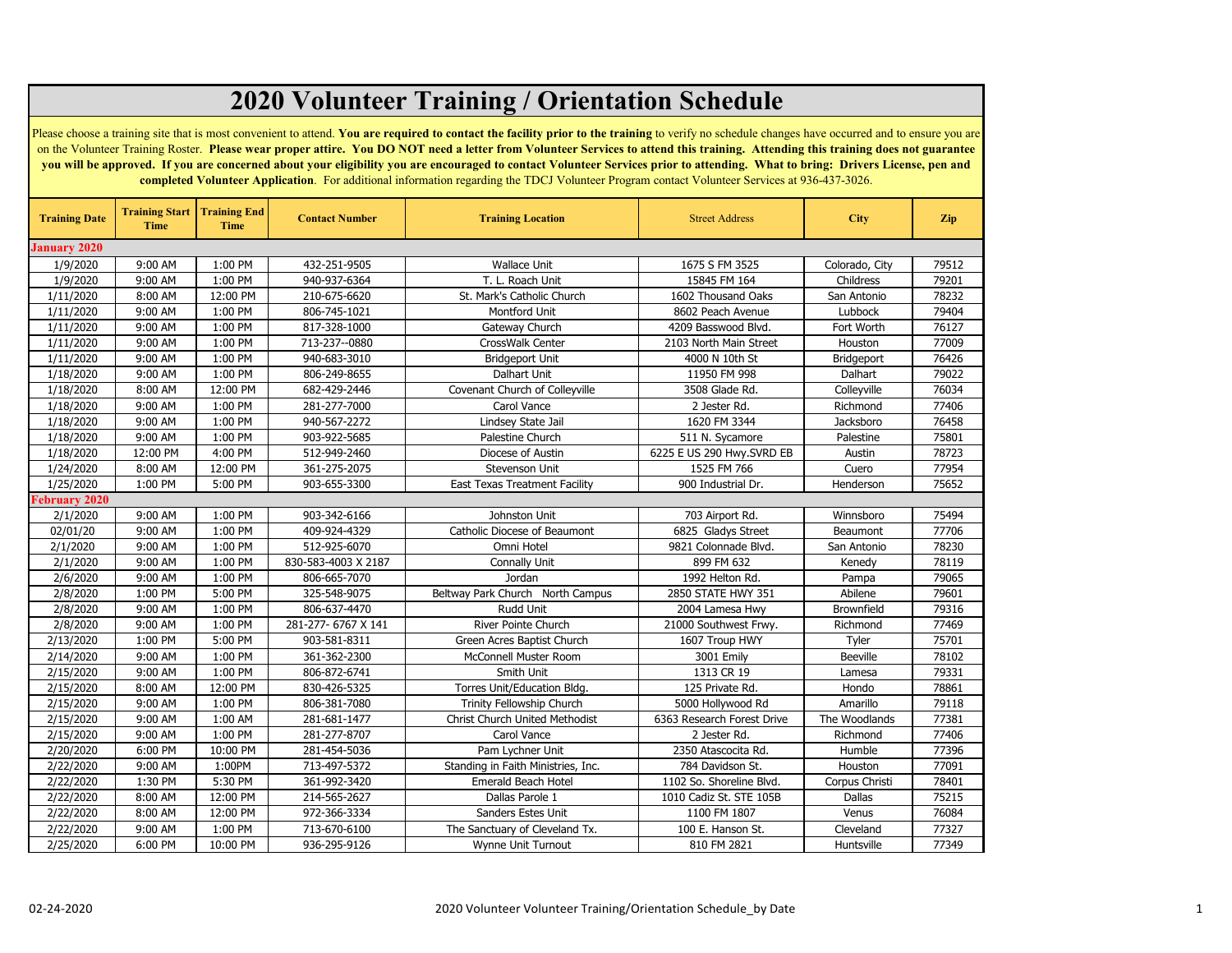# 2020 Volunteer Training / Orientation Schedule

Please choose a training site that is most convenient to attend. **You are required to contact the facility prior to the training** to verify no schedule changes have occurred and to ensure you are on the Volunteer Training Roster. **Please wear proper attire. You DO NOT need a letter from Volunteer Services to attend this training. Attending this training does not guarantee you will be approved. If you are concerned about your eligibility you are encouraged to contact Volunteer Services prior to attending. What to bring: Drivers License, pen and completed Volunteer Application**. For additional information regarding the TDCJ Volunteer Program contact Volunteer Services at 936-437-3026.

| Training Date | Training Start Time | Training End Time | Contact Number | Training Location | Street Address | City | Zip |
|---|---|---|---|---|---|---|---|
| **January 2020** | | | | | | | |
| 1/9/2020 | 9:00 AM | 1:00 PM | 432-251-9505 | Wallace Unit | 1675 S FM 3525 | Colorado, City | 79512 |
| 1/9/2020 | 9:00 AM | 1:00 PM | 940-937-6364 | T. L. Roach Unit | 15845 FM 164 | Childress | 79201 |
| 1/11/2020 | 8:00 AM | 12:00 PM | 210-675-6620 | St. Mark's Catholic Church | 1602 Thousand Oaks | San Antonio | 78232 |
| 1/11/2020 | 9:00 AM | 1:00 PM | 806-745-1021 | Montford Unit | 8602 Peach Avenue | Lubbock | 79404 |
| 1/11/2020 | 9:00 AM | 1:00 PM | 817-328-1000 | Gateway Church | 4209 Basswood Blvd. | Fort Worth | 76127 |
| 1/11/2020 | 9:00 AM | 1:00 PM | 713-237--0880 | CrossWalk Center | 2103 North Main Street | Houston | 77009 |
| 1/11/2020 | 9:00 AM | 1:00 PM | 940-683-3010 | Bridgeport Unit | 4000 N 10th St | Bridgeport | 76426 |
| 1/18/2020 | 9:00 AM | 1:00 PM | 806-249-8655 | Dalhart Unit | 11950 FM 998 | Dalhart | 79022 |
| 1/18/2020 | 8:00 AM | 12:00 PM | 682-429-2446 | Covenant Church of Colleyville | 3508 Glade Rd. | Colleyville | 76034 |
| 1/18/2020 | 9:00 AM | 1:00 PM | 281-277-7000 | Carol Vance | 2 Jester Rd. | Richmond | 77406 |
| 1/18/2020 | 9:00 AM | 1:00 PM | 940-567-2272 | Lindsey State Jail | 1620 FM 3344 | Jacksboro | 76458 |
| 1/18/2020 | 9:00 AM | 1:00 PM | 903-922-5685 | Palestine Church | 511 N. Sycamore | Palestine | 75801 |
| 1/18/2020 | 12:00 PM | 4:00 PM | 512-949-2460 | Diocese of Austin | 6225 E US 290 Hwy.SVRD EB | Austin | 78723 |
| 1/24/2020 | 8:00 AM | 12:00 PM | 361-275-2075 | Stevenson Unit | 1525 FM 766 | Cuero | 77954 |
| 1/25/2020 | 1:00 PM | 5:00 PM | 903-655-3300 | East Texas Treatment Facility | 900 Industrial Dr. | Henderson | 75652 |
| **February 2020** | | | | | | | |
| 2/1/2020 | 9:00 AM | 1:00 PM | 903-342-6166 | Johnston Unit | 703 Airport Rd. | Winnsboro | 75494 |
| 02/01/20 | 9:00 AM | 1:00 PM | 409-924-4329 | Catholic Diocese of Beaumont | 6825 Gladys Street | Beaumont | 77706 |
| 2/1/2020 | 9:00 AM | 1:00 PM | 512-925-6070 | Omni Hotel | 9821 Colonnade Blvd. | San Antonio | 78230 |
| 2/1/2020 | 9:00 AM | 1:00 PM | 830-583-4003 X 2187 | Connally Unit | 899 FM 632 | Kenedy | 78119 |
| 2/6/2020 | 9:00 AM | 1:00 PM | 806-665-7070 | Jordan | 1992 Helton Rd. | Pampa | 79065 |
| 2/8/2020 | 1:00 PM | 5:00 PM | 325-548-9075 | Beltway Park Church North Campus | 2850 STATE HWY 351 | Abilene | 79601 |
| 2/8/2020 | 9:00 AM | 1:00 PM | 806-637-4470 | Rudd Unit | 2004 Lamesa Hwy | Brownfield | 79316 |
| 2/8/2020 | 9:00 AM | 1:00 PM | 281-277- 6767 X 141 | River Pointe Church | 21000 Southwest Frwy. | Richmond | 77469 |
| 2/13/2020 | 1:00 PM | 5:00 PM | 903-581-8311 | Green Acres Baptist Church | 1607 Troup HWY | Tyler | 75701 |
| 2/14/2020 | 9:00 AM | 1:00 PM | 361-362-2300 | McConnell Muster Room | 3001 Emily | Beeville | 78102 |
| 2/15/2020 | 9:00 AM | 1:00 PM | 806-872-6741 | Smith Unit | 1313 CR 19 | Lamesa | 79331 |
| 2/15/2020 | 8:00 AM | 12:00 PM | 830-426-5325 | Torres Unit/Education Bldg. | 125 Private Rd. | Hondo | 78861 |
| 2/15/2020 | 9:00 AM | 1:00 PM | 806-381-7080 | Trinity Fellowship Church | 5000 Hollywood Rd | Amarillo | 79118 |
| 2/15/2020 | 9:00 AM | 1:00 AM | 281-681-1477 | Christ Church United Methodist | 6363 Research Forest Drive | The Woodlands | 77381 |
| 2/15/2020 | 9:00 AM | 1:00 PM | 281-277-8707 | Carol Vance | 2 Jester Rd. | Richmond | 77406 |
| 2/20/2020 | 6:00 PM | 10:00 PM | 281-454-5036 | Pam Lychner Unit | 2350 Atascocita Rd. | Humble | 77396 |
| 2/22/2020 | 9:00 AM | 1:00PM | 713-497-5372 | Standing in Faith Ministries, Inc. | 784 Davidson St. | Houston | 77091 |
| 2/22/2020 | 1:30 PM | 5:30 PM | 361-992-3420 | Emerald Beach Hotel | 1102 So. Shoreline Blvd. | Corpus Christi | 78401 |
| 2/22/2020 | 8:00 AM | 12:00 PM | 214-565-2627 | Dallas Parole 1 | 1010 Cadiz St. STE 105B | Dallas | 75215 |
| 2/22/2020 | 8:00 AM | 12:00 PM | 972-366-3334 | Sanders Estes Unit | 1100 FM 1807 | Venus | 76084 |
| 2/22/2020 | 9:00 AM | 1:00 PM | 713-670-6100 | The Sanctuary of Cleveland Tx. | 100 E. Hanson St. | Cleveland | 77327 |
| 2/25/2020 | 6:00 PM | 10:00 PM | 936-295-9126 | Wynne Unit Turnout | 810 FM 2821 | Huntsville | 77349 |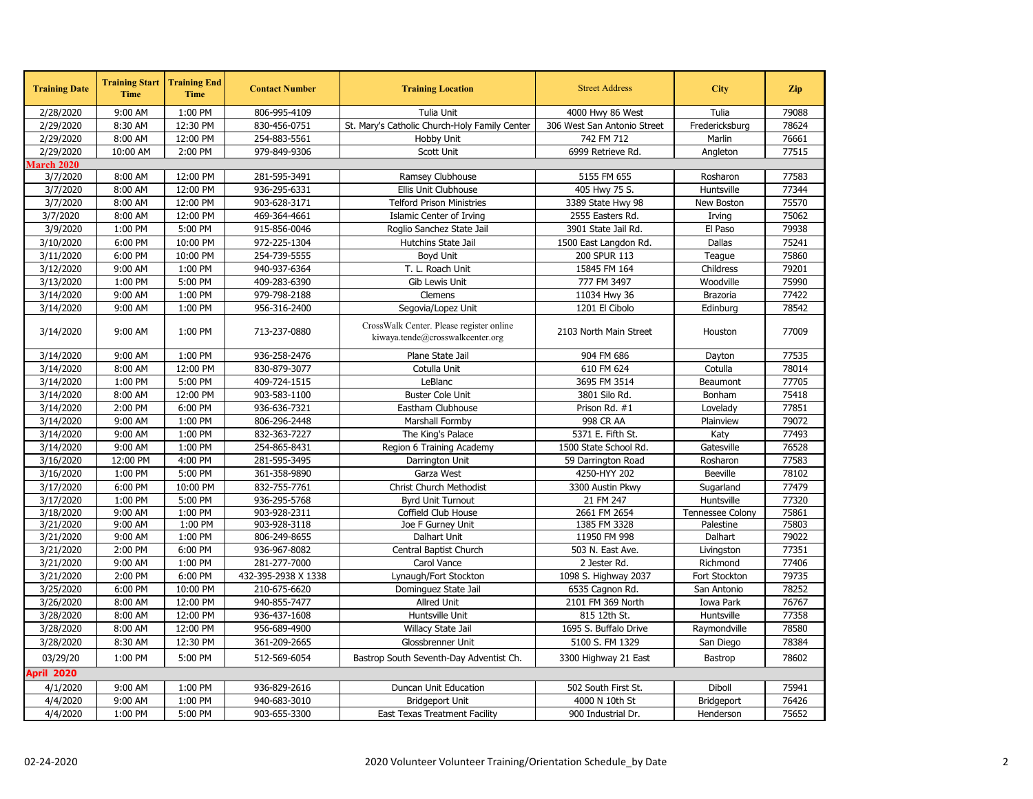| Training Date | Training Start Time | Training End Time | Contact Number | Training Location | Street Address | City | Zip |
|---|---|---|---|---|---|---|---|
| 2/28/2020 | 9:00 AM | 1:00 PM | 806-995-4109 | Tulia Unit | 4000 Hwy 86 West | Tulia | 79088 |
| 2/29/2020 | 8:30 AM | 12:30 PM | 830-456-0751 | St. Mary's Catholic Church-Holy Family Center | 306 West San Antonio Street | Fredericksburg | 78624 |
| 2/29/2020 | 8:00 AM | 12:00 PM | 254-883-5561 | Hobby Unit | 742 FM 712 | Marlin | 76661 |
| 2/29/2020 | 10:00 AM | 2:00 PM | 979-849-9306 | Scott Unit | 6999 Retrieve Rd. | Angleton | 77515 |
| **March 2020** | | | | | | | |
| 3/7/2020 | 8:00 AM | 12:00 PM | 281-595-3491 | Ramsey Clubhouse | 5155 FM 655 | Rosharon | 77583 |
| 3/7/2020 | 8:00 AM | 12:00 PM | 936-295-6331 | Ellis Unit Clubhouse | 405 Hwy 75 S. | Huntsville | 77344 |
| 3/7/2020 | 8:00 AM | 12:00 PM | 903-628-3171 | Telford Prison Ministries | 3389 State Hwy 98 | New Boston | 75570 |
| 3/7/2020 | 8:00 AM | 12:00 PM | 469-364-4661 | Islamic Center of Irving | 2555 Easters Rd. | Irving | 75062 |
| 3/9/2020 | 1:00 PM | 5:00 PM | 915-856-0046 | Roglio Sanchez State Jail | 3901 State Jail Rd. | El Paso | 79938 |
| 3/10/2020 | 6:00 PM | 10:00 PM | 972-225-1304 | Hutchins State Jail | 1500 East Langdon Rd. | Dallas | 75241 |
| 3/11/2020 | 6:00 PM | 10:00 PM | 254-739-5555 | Boyd Unit | 200 SPUR 113 | Teague | 75860 |
| 3/12/2020 | 9:00 AM | 1:00 PM | 940-937-6364 | T. L. Roach Unit | 15845 FM 164 | Childress | 79201 |
| 3/13/2020 | 1:00 PM | 5:00 PM | 409-283-6390 | Gib Lewis Unit | 777 FM 3497 | Woodville | 75990 |
| 3/14/2020 | 9:00 AM | 1:00 PM | 979-798-2188 | Clemens | 11034 Hwy 36 | Brazoria | 77422 |
| 3/14/2020 | 9:00 AM | 1:00 PM | 956-316-2400 | Segovia/Lopez Unit | 1201 El Cibolo | Edinburg | 78542 |
| 3/14/2020 | 9:00 AM | 1:00 PM | 713-237-0880 | CrossWalk Center. Please register online kiwaya.tende@crosswalkcenter.org | 2103 North Main Street | Houston | 77009 |
| 3/14/2020 | 9:00 AM | 1:00 PM | 936-258-2476 | Plane State Jail | 904 FM 686 | Dayton | 77535 |
| 3/14/2020 | 8:00 AM | 12:00 PM | 830-879-3077 | Cotulla Unit | 610 FM 624 | Cotulla | 78014 |
| 3/14/2020 | 1:00 PM | 5:00 PM | 409-724-1515 | LeBlanc | 3695 FM 3514 | Beaumont | 77705 |
| 3/14/2020 | 8:00 AM | 12:00 PM | 903-583-1100 | Buster Cole Unit | 3801 Silo Rd. | Bonham | 75418 |
| 3/14/2020 | 2:00 PM | 6:00 PM | 936-636-7321 | Eastham Clubhouse | Prison Rd. #1 | Lovelady | 77851 |
| 3/14/2020 | 9:00 AM | 1:00 PM | 806-296-2448 | Marshall Formby | 998 CR AA | Plainview | 79072 |
| 3/14/2020 | 9:00 AM | 1:00 PM | 832-363-7227 | The King's Palace | 5371 E. Fifth St. | Katy | 77493 |
| 3/14/2020 | 9:00 AM | 1:00 PM | 254-865-8431 | Region 6 Training Academy | 1500 State School Rd. | Gatesville | 76528 |
| 3/16/2020 | 12:00 PM | 4:00 PM | 281-595-3495 | Darrington Unit | 59 Darrington Road | Rosharon | 77583 |
| 3/16/2020 | 1:00 PM | 5:00 PM | 361-358-9890 | Garza West | 4250-HYY 202 | Beeville | 78102 |
| 3/17/2020 | 6:00 PM | 10:00 PM | 832-755-7761 | Christ Church Methodist | 3300 Austin Pkwy | Sugarland | 77479 |
| 3/17/2020 | 1:00 PM | 5:00 PM | 936-295-5768 | Byrd Unit Turnout | 21 FM 247 | Huntsville | 77320 |
| 3/18/2020 | 9:00 AM | 1:00 PM | 903-928-2311 | Coffield Club House | 2661 FM 2654 | Tennessee Colony | 75861 |
| 3/21/2020 | 9:00 AM | 1:00 PM | 903-928-3118 | Joe F Gurney Unit | 1385 FM 3328 | Palestine | 75803 |
| 3/21/2020 | 9:00 AM | 1:00 PM | 806-249-8655 | Dalhart Unit | 11950 FM 998 | Dalhart | 79022 |
| 3/21/2020 | 2:00 PM | 6:00 PM | 936-967-8082 | Central Baptist Church | 503 N. East Ave. | Livingston | 77351 |
| 3/21/2020 | 9:00 AM | 1:00 PM | 281-277-7000 | Carol Vance | 2 Jester Rd. | Richmond | 77406 |
| 3/21/2020 | 2:00 PM | 6:00 PM | 432-395-2938 X 1338 | Lynaugh/Fort Stockton | 1098 S. Highway 2037 | Fort Stockton | 79735 |
| 3/25/2020 | 6:00 PM | 10:00 PM | 210-675-6620 | Dominguez State Jail | 6535 Cagnon Rd. | San Antonio | 78252 |
| 3/26/2020 | 8:00 AM | 12:00 PM | 940-855-7477 | Allred Unit | 2101 FM 369 North | Iowa Park | 76767 |
| 3/28/2020 | 8:00 AM | 12:00 PM | 936-437-1608 | Huntsville Unit | 815 12th St. | Huntsville | 77358 |
| 3/28/2020 | 8:00 AM | 12:00 PM | 956-689-4900 | Willacy State Jail | 1695 S. Buffalo Drive | Raymondville | 78580 |
| 3/28/2020 | 8:30 AM | 12:30 PM | 361-209-2665 | Glossbrenner Unit | 5100 S. FM 1329 | San Diego | 78384 |
| 03/29/20 | 1:00 PM | 5:00 PM | 512-569-6054 | Bastrop South Seventh-Day Adventist Ch. | 3300 Highway 21 East | Bastrop | 78602 |
| **April 2020** | | | | | | | |
| 4/1/2020 | 9:00 AM | 1:00 PM | 936-829-2616 | Duncan Unit Education | 502 South First St. | Diboll | 75941 |
| 4/4/2020 | 9:00 AM | 1:00 PM | 940-683-3010 | Bridgeport Unit | 4000 N 10th St | Bridgeport | 76426 |
| 4/4/2020 | 1:00 PM | 5:00 PM | 903-655-3300 | East Texas Treatment Facility | 900 Industrial Dr. | Henderson | 75652 |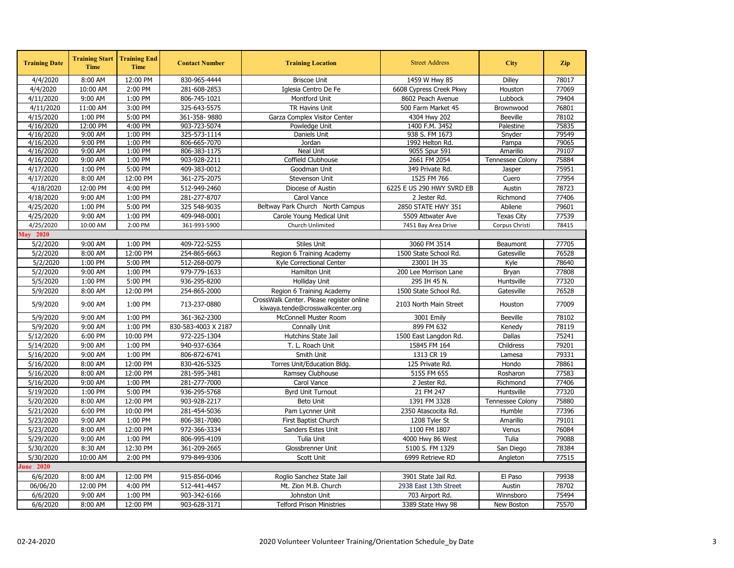| Training Date | Training Start Time | Training End Time | Contact Number | Training Location | Street Address | City | Zip |
|---|---|---|---|---|---|---|---|
| 4/4/2020 | 8:00 AM | 12:00 PM | 830-965-4444 | Briscoe Unit | 1459 W Hwy 85 | Dilley | 78017 |
| 4/4/2020 | 10:00 AM | 2:00 PM | 281-608-2853 | Iglesia Centro De Fe | 6608 Cypress Creek Pkwy | Houston | 77069 |
| 4/11/2020 | 9:00 AM | 1:00 PM | 806-745-1021 | Montford Unit | 8602 Peach Avenue | Lubbock | 79404 |
| 4/11/2020 | 11:00 AM | 3:00 PM | 325-643-5575 | TR Havins Unit | 500 Farm Market 45 | Brownwood | 76801 |
| 4/15/2020 | 1:00 PM | 5:00 PM | 361-358- 9880 | Garza Complex Visitor Center | 4304 Hwy 202 | Beeville | 78102 |
| 4/16/2020 | 12:00 PM | 4:00 PM | 903-723-5074 | Powledge Unit | 1400 F.M. 3452 | Palestine | 75835 |
| 4/16/2020 | 9:00 AM | 1:00 PM | 325-573-1114 | Daniels Unit | 938 S. FM 1673 | Snyder | 79549 |
| 4/16/2020 | 9:00 PM | 1:00 PM | 806-665-7070 | Jordan | 1992 Helton Rd. | Pampa | 79065 |
| 4/16/2020 | 9:00 AM | 1:00 PM | 806-383-1175 | Neal Unit | 9055 Spur 591 | Amarillo | 79107 |
| 4/16/2020 | 9:00 AM | 1:00 PM | 903-928-2211 | Coffield Clubhouse | 2661 FM 2054 | Tennessee Colony | 75884 |
| 4/17/2020 | 1:00 PM | 5:00 PM | 409-383-0012 | Goodman Unit | 349 Private Rd. | Jasper | 75951 |
| 4/17/2020 | 8:00 AM | 12:00 PM | 361-275-2075 | Stevenson Unit | 1525 FM 766 | Cuero | 77954 |
| 4/18/2020 | 12:00 PM | 4:00 PM | 512-949-2460 | Diocese of Austin | 6225 E US 290 HWY SVRD EB | Austin | 78723 |
| 4/18/2020 | 9:00 AM | 1:00 PM | 281-277-8707 | Carol Vance | 2 Jester Rd. | Richmond | 77406 |
| 4/25/2020 | 1:00 PM | 5:00 PM | 325 548-9035 | Beltway Park Church North Campus | 2850 STATE HWY 351 | Abilene | 79601 |
| 4/25/2020 | 9:00 AM | 1:00 PM | 409-948-0001 | Carole Young Medical Unit | 5509 Attwater Ave | Texas City | 77539 |
| 4/25/2020 | 10:00 AM | 2:00 PM | 361-993-5900 | Church Unlimited | 7451 Bay Area Drive | Corpus Christi | 78415 |
| **May 2020** | | | | | | | |
| 5/2/2020 | 9:00 AM | 1:00 PM | 409-722-5255 | Stiles Unit | 3060 FM 3514 | Beaumont | 77705 |
| 5/2/2020 | 8:00 AM | 12:00 PM | 254-865-6663 | Region 6 Training Academy | 1500 State School Rd. | Gatesville | 76528 |
| 5/2/2020 | 1:00 PM | 5:00 PM | 512-268-0079 | Kyle Correctional Center | 23001 IH 35 | Kyle | 78640 |
| 5/2/2020 | 9:00 AM | 1:00 PM | 979-779-1633 | Hamilton Unit | 200 Lee Morrison Lane | Bryan | 77808 |
| 5/5/2020 | 1:00 PM | 5:00 PM | 936-295-8200 | Holliday Unit | 295 IH 45 N. | Huntsville | 77320 |
| 5/9/2020 | 8:00 AM | 12:00 PM | 254-865-2000 | Region 6 Training Academy | 1500 State School Rd. | Gatesville | 76528 |
| 5/9/2020 | 9:00 AM | 1:00 PM | 713-237-0880 | CrossWalk Center. Please register online kiwaya.tende@crosswalkcenter.org | 2103 North Main Street | Houston | 77009 |
| 5/9/2020 | 9:00 AM | 1:00 PM | 361-362-2300 | McConnell Muster Room | 3001 Emily | Beeville | 78102 |
| 5/9/2020 | 9:00 AM | 1:00 PM | 830-583-4003 X 2187 | Connally Unit | 899 FM 632 | Kenedy | 78119 |
| 5/12/2020 | 6:00 PM | 10:00 PM | 972-225-1304 | Hutchins State Jail | 1500 East Langdon Rd. | Dallas | 75241 |
| 5/14/2020 | 9:00 AM | 1:00 PM | 940-937-6364 | T. L. Roach Unit | 15845 FM 164 | Childress | 79201 |
| 5/16/2020 | 9:00 AM | 1:00 PM | 806-872-6741 | Smith Unit | 1313 CR 19 | Lamesa | 79331 |
| 5/16/2020 | 8:00 AM | 12:00 PM | 830-426-5325 | Torres Unit/Education Bldg. | 125 Private Rd. | Hondo | 78861 |
| 5/16/2020 | 8:00 AM | 12:00 PM | 281-595-3481 | Ramsey Clubhouse | 5155 FM 655 | Rosharon | 77583 |
| 5/16/2020 | 9:00 AM | 1:00 PM | 281-277-7000 | Carol Vance | 2 Jester Rd. | Richmond | 77406 |
| 5/19/2020 | 1:00 PM | 5:00 PM | 936-295-5768 | Byrd Unit Turnout | 21 FM 247 | Huntsville | 77320 |
| 5/20/2020 | 8:00 AM | 12:00 PM | 903-928-2217 | Beto Unit | 1391 FM 3328 | Tennessee Colony | 75880 |
| 5/21/2020 | 6:00 PM | 10:00 PM | 281-454-5036 | Pam Lycnner Unit | 2350 Atascocita Rd. | Humble | 77396 |
| 5/23/2020 | 9:00 AM | 1:00 PM | 806-381-7080 | First Baptist Church | 1208 Tyler St | Amarillo | 79101 |
| 5/23/2020 | 8:00 AM | 12:00 PM | 972-366-3334 | Sanders Estes Unit | 1100 FM 1807 | Venus | 76084 |
| 5/29/2020 | 9:00 AM | 1:00 PM | 806-995-4109 | Tulia Unit | 4000 Hwy 86 West | Tulia | 79088 |
| 5/30/2020 | 8:30 AM | 12:30 PM | 361-209-2665 | Glossbrenner Unit | 5100 S. FM 1329 | San Diego | 78384 |
| 5/30/2020 | 10:00 AM | 2:00 PM | 979-849-9306 | Scott Unit | 6999 Retrieve RD | Angleton | 77515 |
| **June 2020** | | | | | | | |
| 6/6/2020 | 8:00 AM | 12:00 PM | 915-856-0046 | Roglio Sanchez State Jail | 3901 State Jail Rd. | El Paso | 79938 |
| 06/06/20 | 12:00 PM | 4:00 PM | 512-441-4457 | Mt. Zion M.B. Church | 2938 East 13th Street | Austin | 78702 |
| 6/6/2020 | 9:00 AM | 1:00 PM | 903-342-6166 | Johnston Unit | 703 Airport Rd. | Winnsboro | 75494 |
| 6/6/2020 | 8:00 AM | 12:00 PM | 903-628-3171 | Telford Prison Ministries | 3389 State Hwy 98 | New Boston | 75570 |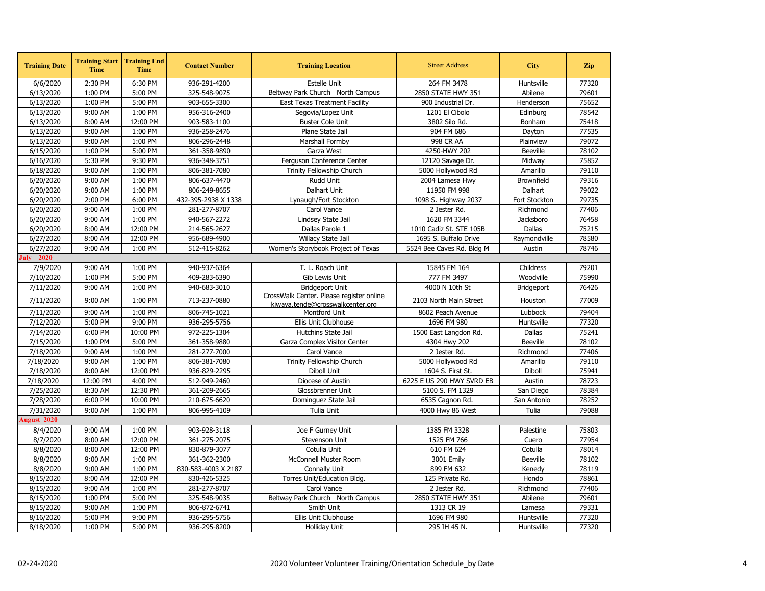| Training Date | Training Start Time | Training End Time | Contact Number | Training Location | Street Address | City | Zip |
|---|---|---|---|---|---|---|---|
| 6/6/2020 | 2:30 PM | 6:30 PM | 936-291-4200 | Estelle Unit | 264 FM 3478 | Huntsville | 77320 |
| 6/13/2020 | 1:00 PM | 5:00 PM | 325-548-9075 | Beltway Park Church North Campus | 2850 STATE HWY 351 | Abilene | 79601 |
| 6/13/2020 | 1:00 PM | 5:00 PM | 903-655-3300 | East Texas Treatment Facility | 900 Industrial Dr. | Henderson | 75652 |
| 6/13/2020 | 9:00 AM | 1:00 PM | 956-316-2400 | Segovia/Lopez Unit | 1201 El Cibolo | Edinburg | 78542 |
| 6/13/2020 | 8:00 AM | 12:00 PM | 903-583-1100 | Buster Cole Unit | 3802 Silo Rd. | Bonham | 75418 |
| 6/13/2020 | 9:00 AM | 1:00 PM | 936-258-2476 | Plane State Jail | 904 FM 686 | Dayton | 77535 |
| 6/13/2020 | 9:00 AM | 1:00 PM | 806-296-2448 | Marshall Formby | 998 CR AA | Plainview | 79072 |
| 6/15/2020 | 1:00 PM | 5:00 PM | 361-358-9890 | Garza West | 4250-HWY 202 | Beeville | 78102 |
| 6/16/2020 | 5:30 PM | 9:30 PM | 936-348-3751 | Ferguson Conference Center | 12120 Savage Dr. | Midway | 75852 |
| 6/18/2020 | 9:00 AM | 1:00 PM | 806-381-7080 | Trinity Fellowship Church | 5000 Hollywood Rd | Amarillo | 79110 |
| 6/20/2020 | 9:00 AM | 1:00 PM | 806-637-4470 | Rudd Unit | 2004 Lamesa Hwy | Brownfield | 79316 |
| 6/20/2020 | 9:00 AM | 1:00 PM | 806-249-8655 | Dalhart Unit | 11950 FM 998 | Dalhart | 79022 |
| 6/20/2020 | 2:00 PM | 6:00 PM | 432-395-2938 X 1338 | Lynaugh/Fort Stockton | 1098 S. Highway 2037 | Fort Stockton | 79735 |
| 6/20/2020 | 9:00 AM | 1:00 PM | 281-277-8707 | Carol Vance | 2 Jester Rd. | Richmond | 77406 |
| 6/20/2020 | 9:00 AM | 1:00 PM | 940-567-2272 | Lindsey State Jail | 1620 FM 3344 | Jacksboro | 76458 |
| 6/20/2020 | 8:00 AM | 12:00 PM | 214-565-2627 | Dallas Parole 1 | 1010 Cadiz St. STE 105B | Dallas | 75215 |
| 6/27/2020 | 8:00 AM | 12:00 PM | 956-689-4900 | Willacy State Jail | 1695 S. Buffalo Drive | Raymondville | 78580 |
| 6/27/2020 | 9:00 AM | 1:00 PM | 512-415-8262 | Women's Storybook Project of Texas | 5524 Bee Caves Rd. Bldg M | Austin | 78746 |
| **July 2020** | | | | | | | |
| 7/9/2020 | 9:00 AM | 1:00 PM | 940-937-6364 | T. L. Roach Unit | 15845 FM 164 | Childress | 79201 |
| 7/10/2020 | 1:00 PM | 5:00 PM | 409-283-6390 | Gib Lewis Unit | 777 FM 3497 | Woodville | 75990 |
| 7/11/2020 | 9:00 AM | 1:00 PM | 940-683-3010 | Bridgeport Unit | 4000 N 10th St | Bridgeport | 76426 |
| 7/11/2020 | 9:00 AM | 1:00 PM | 713-237-0880 | CrossWalk Center. Please register online kiwaya.tende@crosswalkcenter.org | 2103 North Main Street | Houston | 77009 |
| 7/11/2020 | 9:00 AM | 1:00 PM | 806-745-1021 | Montford Unit | 8602 Peach Avenue | Lubbock | 79404 |
| 7/12/2020 | 5:00 PM | 9:00 PM | 936-295-5756 | Ellis Unit Clubhouse | 1696 FM 980 | Huntsville | 77320 |
| 7/14/2020 | 6:00 PM | 10:00 PM | 972-225-1304 | Hutchins State Jail | 1500 East Langdon Rd. | Dallas | 75241 |
| 7/15/2020 | 1:00 PM | 5:00 PM | 361-358-9880 | Garza Complex Visitor Center | 4304 Hwy 202 | Beeville | 78102 |
| 7/18/2020 | 9:00 AM | 1:00 PM | 281-277-7000 | Carol Vance | 2 Jester Rd. | Richmond | 77406 |
| 7/18/2020 | 9:00 AM | 1:00 PM | 806-381-7080 | Trinity Fellowship Church | 5000 Hollywood Rd | Amarillo | 79110 |
| 7/18/2020 | 8:00 AM | 12:00 PM | 936-829-2295 | Diboll Unit | 1604 S. First St. | Diboll | 75941 |
| 7/18/2020 | 12:00 PM | 4:00 PM | 512-949-2460 | Diocese of Austin | 6225 E US 290 HWY SVRD EB | Austin | 78723 |
| 7/25/2020 | 8:30 AM | 12:30 PM | 361-209-2665 | Glossbrenner Unit | 5100 S. FM 1329 | San Diego | 78384 |
| 7/28/2020 | 6:00 PM | 10:00 PM | 210-675-6620 | Dominguez State Jail | 6535 Cagnon Rd. | San Antonio | 78252 |
| 7/31/2020 | 9:00 AM | 1:00 PM | 806-995-4109 | Tulia Unit | 4000 Hwy 86 West | Tulia | 79088 |
| **August 2020** | | | | | | | |
| 8/4/2020 | 9:00 AM | 1:00 PM | 903-928-3118 | Joe F Gurney Unit | 1385 FM 3328 | Palestine | 75803 |
| 8/7/2020 | 8:00 AM | 12:00 PM | 361-275-2075 | Stevenson Unit | 1525 FM 766 | Cuero | 77954 |
| 8/8/2020 | 8:00 AM | 12:00 PM | 830-879-3077 | Cotulla Unit | 610 FM 624 | Cotulla | 78014 |
| 8/8/2020 | 9:00 AM | 1:00 PM | 361-362-2300 | McConnell Muster Room | 3001 Emily | Beeville | 78102 |
| 8/8/2020 | 9:00 AM | 1:00 PM | 830-583-4003 X 2187 | Connally Unit | 899 FM 632 | Kenedy | 78119 |
| 8/15/2020 | 8:00 AM | 12:00 PM | 830-426-5325 | Torres Unit/Education Bldg. | 125 Private Rd. | Hondo | 78861 |
| 8/15/2020 | 9:00 AM | 1:00 PM | 281-277-8707 | Carol Vance | 2 Jester Rd. | Richmond | 77406 |
| 8/15/2020 | 1:00 PM | 5:00 PM | 325-548-9035 | Beltway Park Church North Campus | 2850 STATE HWY 351 | Abilene | 79601 |
| 8/15/2020 | 9:00 AM | 1:00 PM | 806-872-6741 | Smith Unit | 1313 CR 19 | Lamesa | 79331 |
| 8/16/2020 | 5:00 PM | 9:00 PM | 936-295-5756 | Ellis Unit Clubhouse | 1696 FM 980 | Huntsville | 77320 |
| 8/18/2020 | 1:00 PM | 5:00 PM | 936-295-8200 | Holliday Unit | 295 IH 45 N. | Huntsville | 77320 |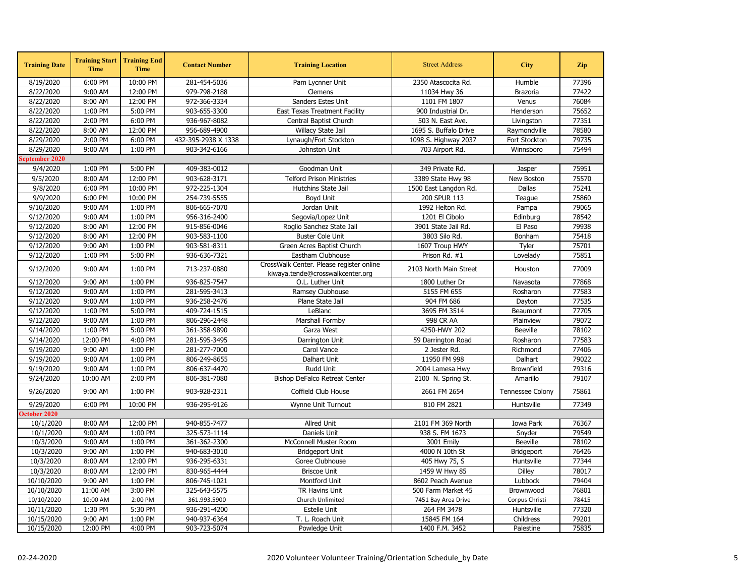| Training Date | Training Start Time | Training End Time | Contact Number | Training Location | Street Address | City | Zip |
|---|---|---|---|---|---|---|---|
| 8/19/2020 | 6:00 PM | 10:00 PM | 281-454-5036 | Pam Lycnner Unit | 2350 Atascocita Rd. | Humble | 77396 |
| 8/22/2020 | 9:00 AM | 12:00 PM | 979-798-2188 | Clemens | 11034 Hwy 36 | Brazoria | 77422 |
| 8/22/2020 | 8:00 AM | 12:00 PM | 972-366-3334 | Sanders Estes Unit | 1101 FM 1807 | Venus | 76084 |
| 8/22/2020 | 1:00 PM | 5:00 PM | 903-655-3300 | East Texas Treatment Facility | 900 Industrial Dr. | Henderson | 75652 |
| 8/22/2020 | 2:00 PM | 6:00 PM | 936-967-8082 | Central Baptist Church | 503 N. East Ave. | Livingston | 77351 |
| 8/22/2020 | 8:00 AM | 12:00 PM | 956-689-4900 | Willacy State Jail | 1695 S. Buffalo Drive | Raymondville | 78580 |
| 8/29/2020 | 2:00 PM | 6:00 PM | 432-395-2938 X 1338 | Lynaugh/Fort Stockton | 1098 S. Highway 2037 | Fort Stockton | 79735 |
| 8/29/2020 | 9:00 AM | 1:00 PM | 903-342-6166 | Johnston Unit | 703 Airport Rd. | Winnsboro | 75494 |
| **September 2020** | | | | | | | |
| 9/4/2020 | 1:00 PM | 5:00 PM | 409-383-0012 | Goodman Unit | 349 Private Rd. | Jasper | 75951 |
| 9/5/2020 | 8:00 AM | 12:00 PM | 903-628-3171 | Telford Prison Ministries | 3389 State Hwy 98 | New Boston | 75570 |
| 9/8/2020 | 6:00 PM | 10:00 PM | 972-225-1304 | Hutchins State Jail | 1500 East Langdon Rd. | Dallas | 75241 |
| 9/9/2020 | 6:00 PM | 10:00 PM | 254-739-5555 | Boyd Unit | 200 SPUR 113 | Teague | 75860 |
| 9/10/2020 | 9:00 AM | 1:00 PM | 806-665-7070 | Jordan Uniit | 1992 Helton Rd. | Pampa | 79065 |
| 9/12/2020 | 9:00 AM | 1:00 PM | 956-316-2400 | Segovia/Lopez Unit | 1201 El Cibolo | Edinburg | 78542 |
| 9/12/2020 | 8:00 AM | 12:00 PM | 915-856-0046 | Roglio Sanchez State Jail | 3901 State Jail Rd. | El Paso | 79938 |
| 9/12/2020 | 8:00 AM | 12:00 PM | 903-583-1100 | Buster Cole Unit | 3803 Silo Rd. | Bonham | 75418 |
| 9/12/2020 | 9:00 AM | 1:00 PM | 903-581-8311 | Green Acres Baptist Church | 1607 Troup HWY | Tyler | 75701 |
| 9/12/2020 | 1:00 PM | 5:00 PM | 936-636-7321 | Eastham Clubhouse | Prison Rd. #1 | Lovelady | 75851 |
| 9/12/2020 | 9:00 AM | 1:00 PM | 713-237-0880 | CrossWalk Center. Please register online kiwaya.tende@crosswalkcenter.org | 2103 North Main Street | Houston | 77009 |
| 9/12/2020 | 9:00 AM | 1:00 PM | 936-825-7547 | O.L. Luther Unit | 1800 Luther Dr | Navasota | 77868 |
| 9/12/2020 | 9:00 AM | 1:00 PM | 281-595-3413 | Ramsey Clubhouse | 5155 FM 655 | Rosharon | 77583 |
| 9/12/2020 | 9:00 AM | 1:00 PM | 936-258-2476 | Plane State Jail | 904 FM 686 | Dayton | 77535 |
| 9/12/2020 | 1:00 PM | 5:00 PM | 409-724-1515 | LeBlanc | 3695 FM 3514 | Beaumont | 77705 |
| 9/12/2020 | 9:00 AM | 1:00 PM | 806-296-2448 | Marshall Formby | 998 CR AA | Plainview | 79072 |
| 9/14/2020 | 1:00 PM | 5:00 PM | 361-358-9890 | Garza West | 4250-HWY 202 | Beeville | 78102 |
| 9/14/2020 | 12:00 PM | 4:00 PM | 281-595-3495 | Darrington Unit | 59 Darrington Road | Rosharon | 77583 |
| 9/19/2020 | 9:00 AM | 1:00 PM | 281-277-7000 | Carol Vance | 2 Jester Rd. | Richmond | 77406 |
| 9/19/2020 | 9:00 AM | 1:00 PM | 806-249-8655 | Dalhart Unit | 11950 FM 998 | Dalhart | 79022 |
| 9/19/2020 | 9:00 AM | 1:00 PM | 806-637-4470 | Rudd Unit | 2004 Lamesa Hwy | Brownfield | 79316 |
| 9/24/2020 | 10:00 AM | 2:00 PM | 806-381-7080 | Bishop DeFalco Retreat Center | 2100 N. Spring St. | Amarillo | 79107 |
| 9/26/2020 | 9:00 AM | 1:00 PM | 903-928-2311 | Coffield Club House | 2661 FM 2654 | Tennessee Colony | 75861 |
| 9/29/2020 | 6:00 PM | 10:00 PM | 936-295-9126 | Wynne Unit Turnout | 810 FM 2821 | Huntsville | 77349 |
| **October 2020** | | | | | | | |
| 10/1/2020 | 8:00 AM | 12:00 PM | 940-855-7477 | Allred Unit | 2101 FM 369 North | Iowa Park | 76367 |
| 10/1/2020 | 9:00 AM | 1:00 PM | 325-573-1114 | Daniels Unit | 938 S. FM 1673 | Snyder | 79549 |
| 10/3/2020 | 9:00 AM | 1:00 PM | 361-362-2300 | McConnell Muster Room | 3001 Emily | Beeville | 78102 |
| 10/3/2020 | 9:00 AM | 1:00 PM | 940-683-3010 | Bridgeport Unit | 4000 N 10th St | Bridgeport | 76426 |
| 10/3/2020 | 8:00 AM | 12:00 PM | 936-295-6331 | Goree Clubhouse | 405 Hwy 75, S | Huntsville | 77344 |
| 10/3/2020 | 8:00 AM | 12:00 PM | 830-965-4444 | Briscoe Unit | 1459 W Hwy 85 | Dilley | 78017 |
| 10/10/2020 | 9:00 AM | 1:00 PM | 806-745-1021 | Montford Unit | 8602 Peach Avenue | Lubbock | 79404 |
| 10/10/2020 | 11:00 AM | 3:00 PM | 325-643-5575 | TR Havins Unit | 500 Farm Market 45 | Brownwood | 76801 |
| 10/10/2020 | 10:00 AM | 2:00 PM | 361.993.5900 | Church Unlimited | 7451 Bay Area Drive | Corpus Christi | 78415 |
| 10/11/2020 | 1:30 PM | 5:30 PM | 936-291-4200 | Estelle Unit | 264 FM 3478 | Huntsville | 77320 |
| 10/15/2020 | 9:00 AM | 1:00 PM | 940-937-6364 | T. L. Roach Unit | 15845 FM 164 | Childress | 79201 |
| 10/15/2020 | 12:00 PM | 4:00 PM | 903-723-5074 | Powledge Unit | 1400 F.M. 3452 | Palestine | 75835 |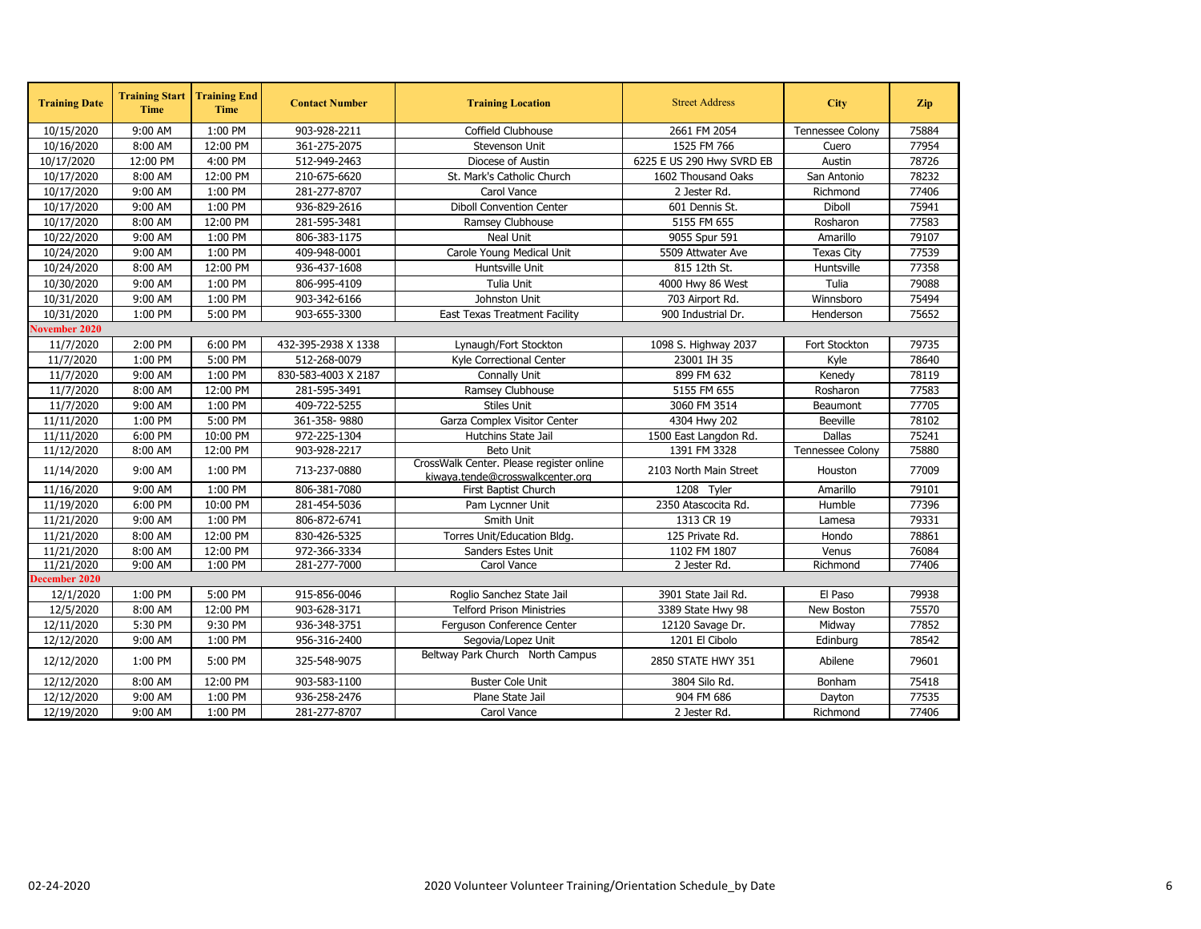| Training Date | Training Start Time | Training End Time | Contact Number | Training Location | Street Address | City | Zip |
|---|---|---|---|---|---|---|---|
| 10/15/2020 | 9:00 AM | 1:00 PM | 903-928-2211 | Coffield Clubhouse | 2661 FM 2054 | Tennessee Colony | 75884 |
| 10/16/2020 | 8:00 AM | 12:00 PM | 361-275-2075 | Stevenson Unit | 1525 FM 766 | Cuero | 77954 |
| 10/17/2020 | 12:00 PM | 4:00 PM | 512-949-2463 | Diocese of Austin | 6225 E US 290 Hwy SVRD EB | Austin | 78726 |
| 10/17/2020 | 8:00 AM | 12:00 PM | 210-675-6620 | St. Mark's Catholic Church | 1602 Thousand Oaks | San Antonio | 78232 |
| 10/17/2020 | 9:00 AM | 1:00 PM | 281-277-8707 | Carol Vance | 2 Jester Rd. | Richmond | 77406 |
| 10/17/2020 | 9:00 AM | 1:00 PM | 936-829-2616 | Diboll Convention Center | 601 Dennis St. | Diboll | 75941 |
| 10/17/2020 | 8:00 AM | 12:00 PM | 281-595-3481 | Ramsey Clubhouse | 5155 FM 655 | Rosharon | 77583 |
| 10/22/2020 | 9:00 AM | 1:00 PM | 806-383-1175 | Neal Unit | 9055 Spur 591 | Amarillo | 79107 |
| 10/24/2020 | 9:00 AM | 1:00 PM | 409-948-0001 | Carole Young Medical Unit | 5509 Attwater Ave | Texas City | 77539 |
| 10/24/2020 | 8:00 AM | 12:00 PM | 936-437-1608 | Huntsville Unit | 815 12th St. | Huntsville | 77358 |
| 10/30/2020 | 9:00 AM | 1:00 PM | 806-995-4109 | Tulia Unit | 4000 Hwy 86 West | Tulia | 79088 |
| 10/31/2020 | 9:00 AM | 1:00 PM | 903-342-6166 | Johnston Unit | 703 Airport Rd. | Winnsboro | 75494 |
| 10/31/2020 | 1:00 PM | 5:00 PM | 903-655-3300 | East Texas Treatment Facility | 900 Industrial Dr. | Henderson | 75652 |
| **November 2020** | | | | | | | |
| 11/7/2020 | 2:00 PM | 6:00 PM | 432-395-2938 X 1338 | Lynaugh/Fort Stockton | 1098 S. Highway 2037 | Fort Stockton | 79735 |
| 11/7/2020 | 1:00 PM | 5:00 PM | 512-268-0079 | Kyle Correctional Center | 23001 IH 35 | Kyle | 78640 |
| 11/7/2020 | 9:00 AM | 1:00 PM | 830-583-4003 X 2187 | Connally Unit | 899 FM 632 | Kenedy | 78119 |
| 11/7/2020 | 8:00 AM | 12:00 PM | 281-595-3491 | Ramsey Clubhouse | 5155 FM 655 | Rosharon | 77583 |
| 11/7/2020 | 9:00 AM | 1:00 PM | 409-722-5255 | Stiles Unit | 3060 FM 3514 | Beaumont | 77705 |
| 11/11/2020 | 1:00 PM | 5:00 PM | 361-358- 9880 | Garza Complex Visitor Center | 4304 Hwy 202 | Beeville | 78102 |
| 11/11/2020 | 6:00 PM | 10:00 PM | 972-225-1304 | Hutchins State Jail | 1500 East Langdon Rd. | Dallas | 75241 |
| 11/12/2020 | 8:00 AM | 12:00 PM | 903-928-2217 | Beto Unit | 1391 FM 3328 | Tennessee Colony | 75880 |
| 11/14/2020 | 9:00 AM | 1:00 PM | 713-237-0880 | CrossWalk Center. Please register online kiwaya.tende@crosswalkcenter.org | 2103 North Main Street | Houston | 77009 |
| 11/16/2020 | 9:00 AM | 1:00 PM | 806-381-7080 | First Baptist Church | 1208 Tyler | Amarillo | 79101 |
| 11/19/2020 | 6:00 PM | 10:00 PM | 281-454-5036 | Pam Lycnner Unit | 2350 Atascocita Rd. | Humble | 77396 |
| 11/21/2020 | 9:00 AM | 1:00 PM | 806-872-6741 | Smith Unit | 1313 CR 19 | Lamesa | 79331 |
| 11/21/2020 | 8:00 AM | 12:00 PM | 830-426-5325 | Torres Unit/Education Bldg. | 125 Private Rd. | Hondo | 78861 |
| 11/21/2020 | 8:00 AM | 12:00 PM | 972-366-3334 | Sanders Estes Unit | 1102 FM 1807 | Venus | 76084 |
| 11/21/2020 | 9:00 AM | 1:00 PM | 281-277-7000 | Carol Vance | 2 Jester Rd. | Richmond | 77406 |
| **December 2020** | | | | | | | |
| 12/1/2020 | 1:00 PM | 5:00 PM | 915-856-0046 | Roglio Sanchez State Jail | 3901 State Jail Rd. | El Paso | 79938 |
| 12/5/2020 | 8:00 AM | 12:00 PM | 903-628-3171 | Telford Prison Ministries | 3389 State Hwy 98 | New Boston | 75570 |
| 12/11/2020 | 5:30 PM | 9:30 PM | 936-348-3751 | Ferguson Conference Center | 12120 Savage Dr. | Midway | 77852 |
| 12/12/2020 | 9:00 AM | 1:00 PM | 956-316-2400 | Segovia/Lopez Unit | 1201 El Cibolo | Edinburg | 78542 |
| 12/12/2020 | 1:00 PM | 5:00 PM | 325-548-9075 | Beltway Park Church North Campus | 2850 STATE HWY 351 | Abilene | 79601 |
| 12/12/2020 | 8:00 AM | 12:00 PM | 903-583-1100 | Buster Cole Unit | 3804 Silo Rd. | Bonham | 75418 |
| 12/12/2020 | 9:00 AM | 1:00 PM | 936-258-2476 | Plane State Jail | 904 FM 686 | Dayton | 77535 |
| 12/19/2020 | 9:00 AM | 1:00 PM | 281-277-8707 | Carol Vance | 2 Jester Rd. | Richmond | 77406 |